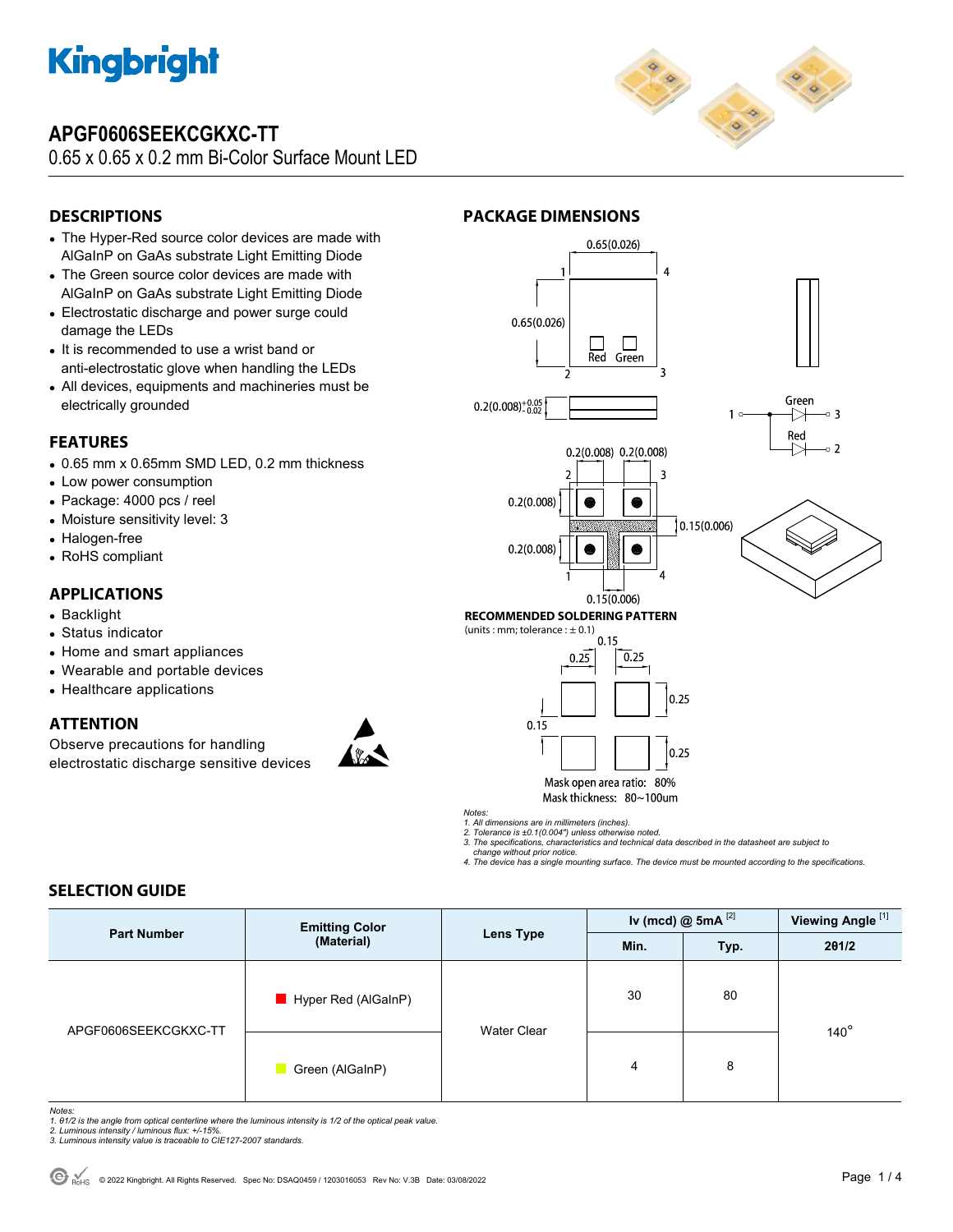# Kingbright

## APGF0606SEEKCGKXC-TT

0.65 x 0.65 x 0.2 mm Bi-Color Surface Mount LED

## DESCRIPTIONS

- The Hyper-Red source color devices are made with AlGaInP on GaAs substrate Light Emitting Diode
- The Green source color devices are made with AlGaInP on GaAs substrate Light Emitting Diode
- Electrostatic discharge and power surge could damage the LEDs
- It is recommended to use a wrist band or anti-electrostatic glove when handling the LEDs
- All devices, equipments and machineries must be electrically grounded

## FEATURES

- 0.65 mm x 0.65mm SMD LED, 0.2 mm thickness
- Low power consumption
- Package: 4000 pcs / reel
- Moisture sensitivity level: 3
- Halogen-free
- RoHS compliant

## APPLICATIONS

- Backlight
- Status indicator
- Home and smart appliances
- Wearable and portable devices
- Healthcare applications

## ATTENTION

Observe precautions for handling electrostatic discharge sensitive devices

## PACKAGE DIMENSIONS

0.65(0.026)

0.65(0.026)

Red Green

0.2(0.008) $^{+0.05}_{-0.02}$

Green

Red

0.2(0.008) 0.2(0.008)

0.2(0.008)

0.15(0.006)

0.2(0.008)

0.15(0.006)

**RECOMMENDED SOLDERING PATTERN**

(units : mm; tolerance : ± 0.1)

0.15

0.25 0.25

0.25

0.15

0.25

Mask open area ratio: 80%

Mask thickness: 80~100um

*Notes:*

*1. All dimensions are in millimeters (inches).*

*2. Tolerance is ±0.1(0.004") unless otherwise noted.*

*3. The specifications, characteristics and technical data described in the datasheet are subject to change without prior notice.*

*4. The device has a single mounting surface. The device must be mounted according to the specifications.*

## SELECTION GUIDE

| Part Number | Emitting Color (Material) | Lens Type | Iv (mcd) @ 5mA [2] | | Viewing Angle [1] |
|---|---|---|---|---|---|
| | | | Min. | Typ. | 2θ1/2 |
| APGF0606SEEKCGKXC-TT | Hyper Red (AlGaInP) | Water Clear | 30 | 80 | 140° |
| | Green (AlGaInP) | | 4 | 8 | |

*Notes:*

*1. θ1/2 is the angle from optical centerline where the luminous intensity is 1/2 of the optical peak value.*

*2. Luminous intensity / luminous flux: +/-15%.*

*3. Luminous intensity value is traceable to CIE127-2007 standards.*

© 2022 Kingbright. All Rights Reserved. Spec No: DSAQ0459 / 1203016053 Rev No: V.3B Date: 03/08/2022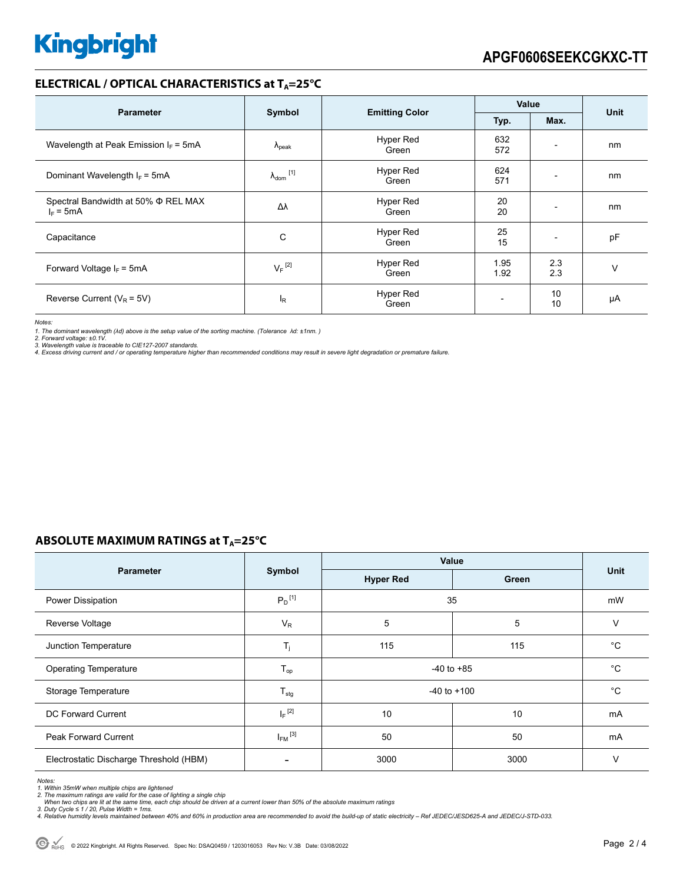## ELECTRICAL / OPTICAL CHARACTERISTICS at $T_A$=25°C

| Parameter | Symbol | Emitting Color | Value | | Unit |
|---|---|---|---|---|---|
| | | | Typ. | Max. | |
| Wavelength at Peak Emission $I_F$ = 5mA | $\lambda_{peak}$ | Hyper Red<br>Green | 632<br>572 | - | nm |
| Dominant Wavelength $I_F$ = 5mA | $\lambda_{dom}$ [1] | Hyper Red<br>Green | 624<br>571 | - | nm |
| Spectral Bandwidth at 50% Φ REL MAX<br>$I_F$ = 5mA | Δλ | Hyper Red<br>Green | 20<br>20 | - | nm |
| Capacitance | C | Hyper Red<br>Green | 25<br>15 | - | pF |
| Forward Voltage $I_F$ = 5mA | $V_F$ [2] | Hyper Red<br>Green | 1.95<br>1.92 | 2.3<br>2.3 | V |
| Reverse Current ($V_R$ = 5V) | $I_R$ | Hyper Red<br>Green | - | 10<br>10 | μA |

*Notes:*
*1. The dominant wavelength (λd) above is the setup value of the sorting machine. (Tolerance λd: ±1nm. )*
*2. Forward voltage: ±0.1V.*
*3. Wavelength value is traceable to CIE127-2007 standards.*
*4. Excess driving current and / or operating temperature higher than recommended conditions may result in severe light degradation or premature failure.*

## ABSOLUTE MAXIMUM RATINGS at $T_A$=25°C

| Parameter | Symbol | Value | | Unit |
|---|---|---|---|---|
| | | Hyper Red | Green | |
| Power Dissipation | $P_D$ [1] | 35 | | mW |
| Reverse Voltage | $V_R$ | 5 | 5 | V |
| Junction Temperature | $T_j$ | 115 | 115 | °C |
| Operating Temperature | $T_{op}$ | -40 to +85 | | °C |
| Storage Temperature | $T_{stg}$ | -40 to +100 | | °C |
| DC Forward Current | $I_F$ [2] | 10 | 10 | mA |
| Peak Forward Current | $I_{FM}$ [3] | 50 | 50 | mA |
| Electrostatic Discharge Threshold (HBM) | - | 3000 | 3000 | V |

*Notes:*
*1. Within 35mW when multiple chips are lightened*
*2. The maximum ratings are valid for the case of lighting a single chip*
*When two chips are lit at the same time, each chip should be driven at a current lower than 50% of the absolute maximum ratings*
*3. Duty Cycle ≤ 1 / 20, Pulse Width = 1ms.*
*4. Relative humidity levels maintained between 40% and 60% in production area are recommended to avoid the build-up of static electricity – Ref JEDEC/JESD625-A and JEDEC/J-STD-033.*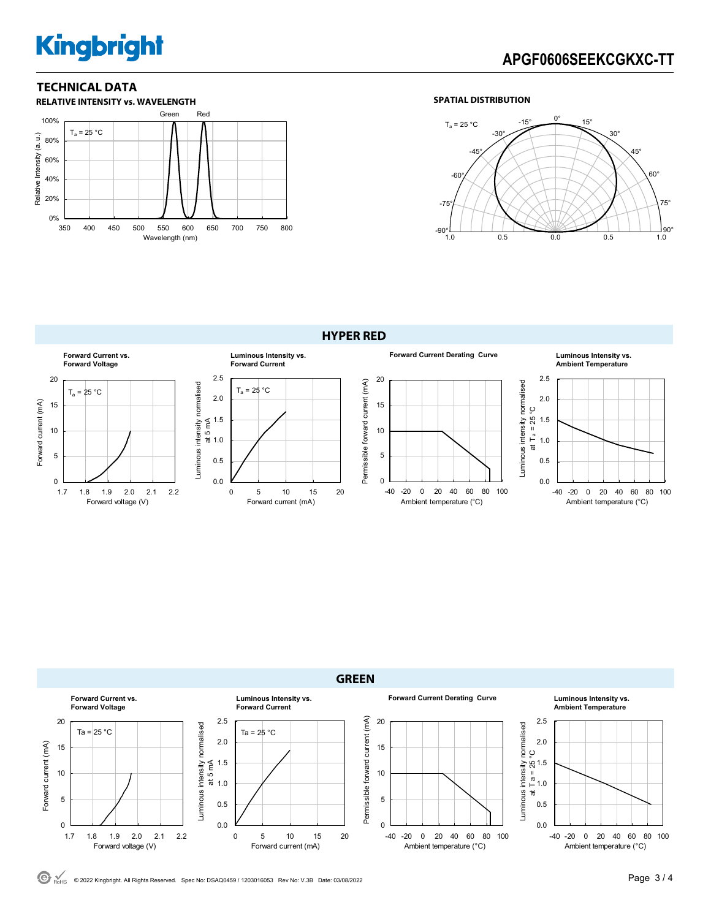## TECHNICAL DATA

### RELATIVE INTENSITY vs. WAVELENGTH

$T_a$ = 25 °C

Green Red

Relative Intensity (a. u.)

Wavelength (nm)

### SPATIAL DISTRIBUTION

$T_a$ = 25 °C

## HYPER RED

**Forward Current vs. Forward Voltage**

$T_a$ = 25 °C

Forward current (mA)

Forward voltage (V)

**Luminous Intensity vs. Forward Current**

$T_a$ = 25 °C

Luminous intensity normalised at 5 mA

Forward current (mA)

**Forward Current Derating Curve**

Permissible foward current (mA)

Ambient temperature (°C)

**Luminous Intensity vs. Ambient Temperature**

Luminous intensity normalised at $T_a$ = 25 °C

Ambient temperature (°C)

## GREEN

**Forward Current vs. Forward Voltage**

Ta = 25 °C

Forward current (mA)

Forward voltage (V)

**Luminous Intensity vs. Forward Current**

Ta = 25 °C

Luminous intensity normalised at 5 mA

Forward current (mA)

**Forward Current Derating Curve**

Permissible foward current (mA)

Ambient temperature (°C)

**Luminous Intensity vs. Ambient Temperature**

Luminous intensity normalised at T a = 25 °C

Ambient temperature (°C)

© 2022 Kingbright. All Rights Reserved. Spec No: DSAQ0459 / 1203016053 Rev No: V.3B Date: 03/08/2022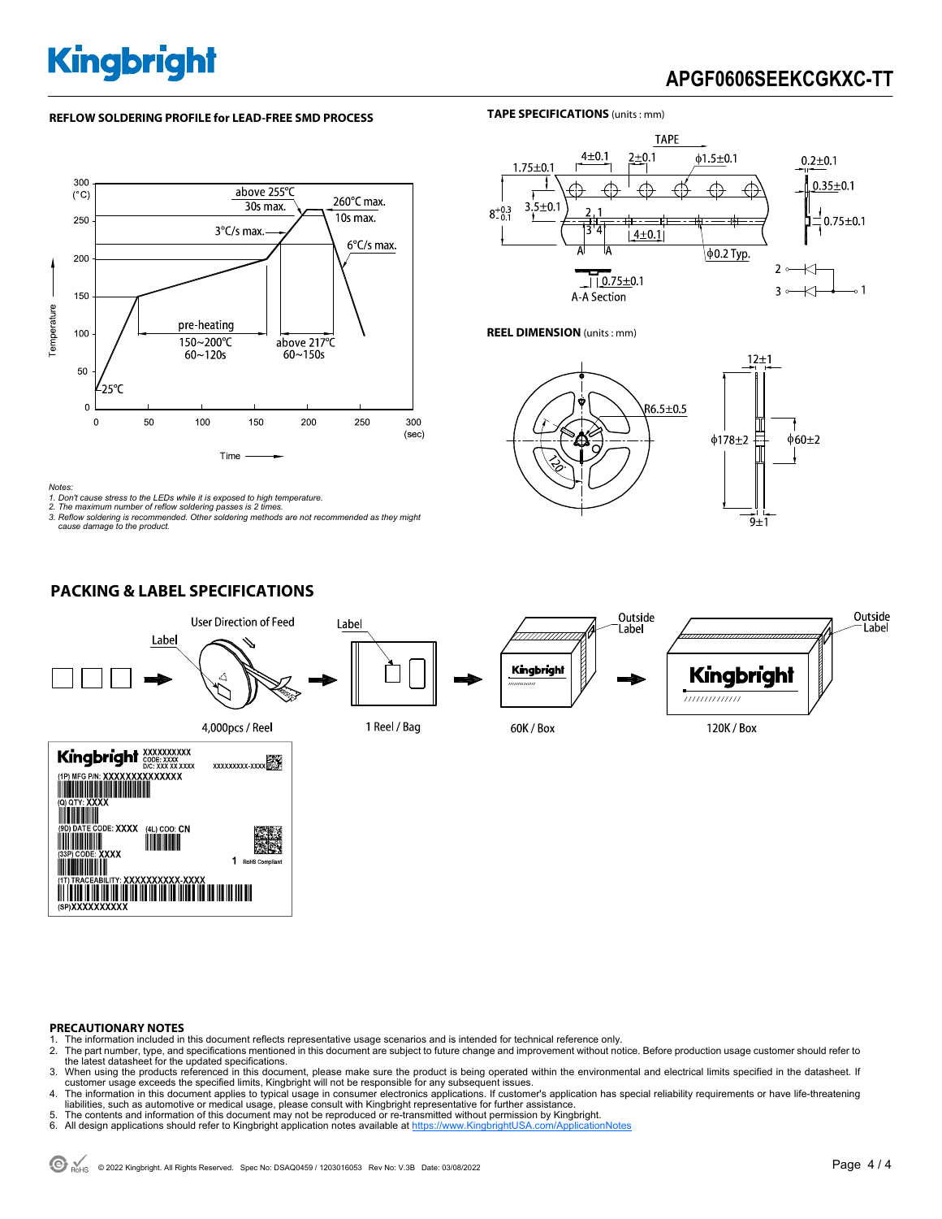## REFLOW SOLDERING PROFILE for LEAD-FREE SMD PROCESS

300 (°C)
250
200
150
100
50
0
Temperature
0 50 100 150 200 250 300 (sec)
Time

above 255°C
30s max.
260°C max.
10s max.
3°C/s max.
6°C/s max.
pre-heating
150~200°C
60~120s
above 217°C
60~150s
25°C

*Notes:*
*1. Don't cause stress to the LEDs while it is exposed to high temperature.*
*2. The maximum number of reflow soldering passes is 2 times.*
*3. Reflow soldering is recommended. Other soldering methods are not recommended as they might cause damage to the product.*

## TAPE SPECIFICATIONS (units : mm)

TAPE
1.75±0.1
4±0.1
2±0.1
ϕ1.5±0.1
0.2±0.1
0.35±0.1
0.75±0.1
$8^{+0.3}_{-0.1}$
3.5±0.1
2 1
3 4
4±0.1
A A
ϕ0.2 Typ.
0.75±0.1
A-A Section
2
3
1

## REEL DIMENSION (units : mm)

R6.5±0.5
120°
12±1
ϕ178±2
ϕ60±2
9±1

## PACKING & LABEL SPECIFICATIONS

User Direction of Feed
Label
Label
Outside Label
Outside Label
4,000pcs / Reel
1 Reel / Bag
60K / Box
120K / Box

Kingbright XXXXXXXXXX
CODE: XXXX
D/C: XXX XX XXXX
XXXXXXXXX-XXXX
(1P) MFG P/N: XXXXXXXXXXXXXX
(Q) QTY: XXXX
(9D) DATE CODE: XXXX (4L) COO: CN
(33P) CODE: XXXX
1 RoHS Compliant
(1T) TRACEABILITY: XXXXXXXXXX-XXXX
(SP)XXXXXXXXXX

## PRECAUTIONARY NOTES

1. The information included in this document reflects representative usage scenarios and is intended for technical reference only.
2. The part number, type, and specifications mentioned in this document are subject to future change and improvement without notice. Before production usage customer should refer to the latest datasheet for the updated specifications.
3. When using the products referenced in this document, please make sure the product is being operated within the environmental and electrical limits specified in the datasheet. If customer usage exceeds the specified limits, Kingbright will not be responsible for any subsequent issues.
4. The information in this document applies to typical usage in consumer electronics applications. If customer's application has special reliability requirements or have life-threatening liabilities, such as automotive or medical usage, please consult with Kingbright representative for further assistance.
5. The contents and information of this document may not be reproduced or re-transmitted without permission by Kingbright.
6. All design applications should refer to Kingbright application notes available at https://www.KingbrightUSA.com/ApplicationNotes

© 2022 Kingbright. All Rights Reserved. Spec No: DSAQ0459 / 1203016053 Rev No: V.3B Date: 03/08/2022